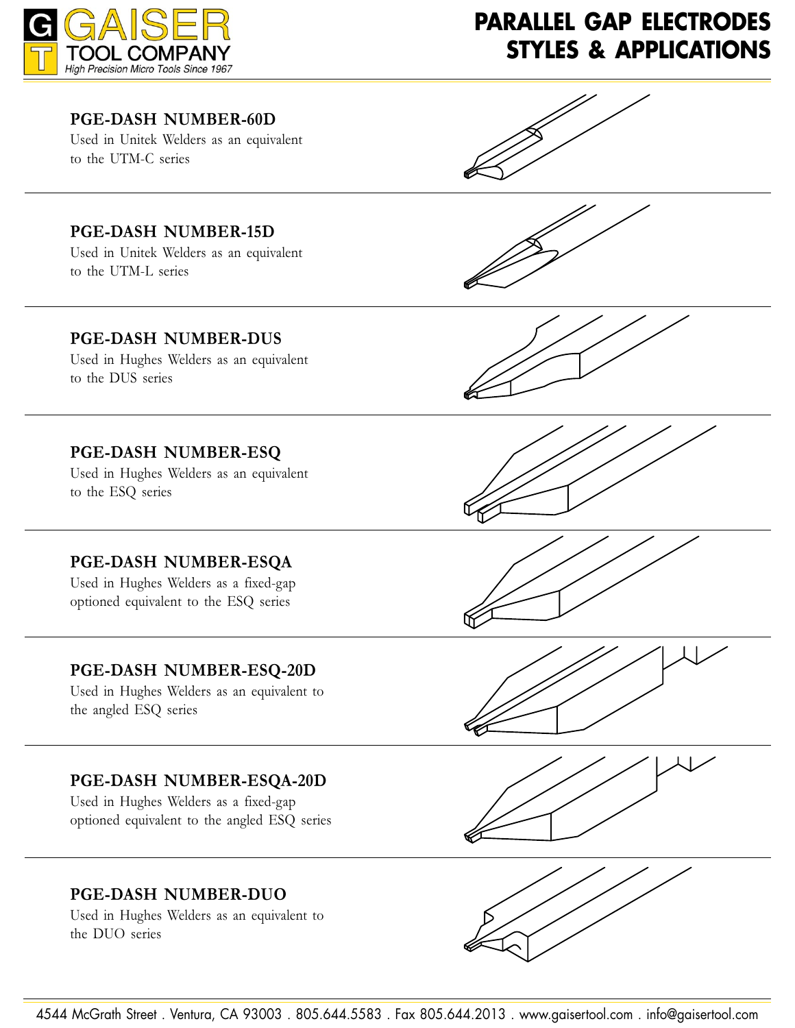GAISER TOOL COMPANY

*High Precision Micro Tools Since 1967*

# PARALLEL GAP ELECTRODES STYLES & APPLICATIONS

### PGE-DASH NUMBER-60D

Used in Unitek Welders as an equivalent to the UTM-C series

### PGE-DASH NUMBER-15D

Used in Unitek Welders as an equivalent to the UTM-L series

### PGE-DASH NUMBER-DUS

Used in Hughes Welders as an equivalent to the DUS series

### PGE-DASH NUMBER-ESQ

Used in Hughes Welders as an equivalent to the ESQ series

### PGE-DASH NUMBER-ESQA

Used in Hughes Welders as a fixed-gap optioned equivalent to the ESQ series

### PGE-DASH NUMBER-ESQ-20D

Used in Hughes Welders as an equivalent to the angled ESQ series

### PGE-DASH NUMBER-ESQA-20D

Used in Hughes Welders as a fixed-gap optioned equivalent to the angled ESQ series

### PGE-DASH NUMBER-DUO

Used in Hughes Welders as an equivalent to the DUO series

4544 McGrath Street . Ventura, CA 93003 . 805.644.5583 . Fax 805.644.2013 . www.gaisertool.com . info@gaisertool.com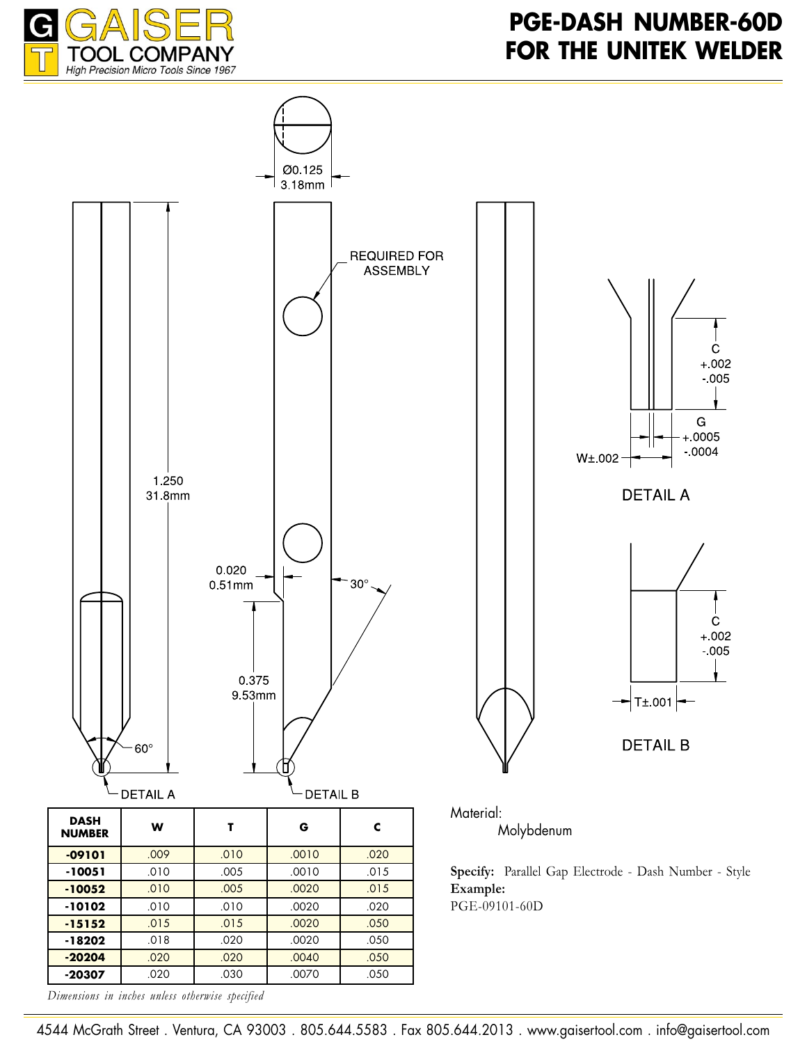# PGE-DASH NUMBER-60D
# FOR THE UNITEK WELDER

Ø0.125
3.18mm

REQUIRED FOR ASSEMBLY

1.250
31.8mm

0.020
0.51mm

30°

0.375
9.53mm

60°

DETAIL A

DETAIL B

C
+.002
-.005

G
+.0005
-.0004

W±.002

DETAIL A

C
+.002
-.005

T±.001

DETAIL B

| DASH NUMBER | W | T | G | C |
|---|---|---|---|---|
| **-09101** | .009 | .010 | .0010 | .020 |
| **-10051** | .010 | .005 | .0010 | .015 |
| **-10052** | .010 | .005 | .0020 | .015 |
| **-10102** | .010 | .010 | .0020 | .020 |
| **-15152** | .015 | .015 | .0020 | .050 |
| **-18202** | .018 | .020 | .0020 | .050 |
| **-20204** | .020 | .020 | .0040 | .050 |
| **-20307** | .020 | .030 | .0070 | .050 |

*Dimensions in inches unless otherwise specified*

Material:
Molybdenum

**Specify:** Parallel Gap Electrode - Dash Number - Style
**Example:**
PGE-09101-60D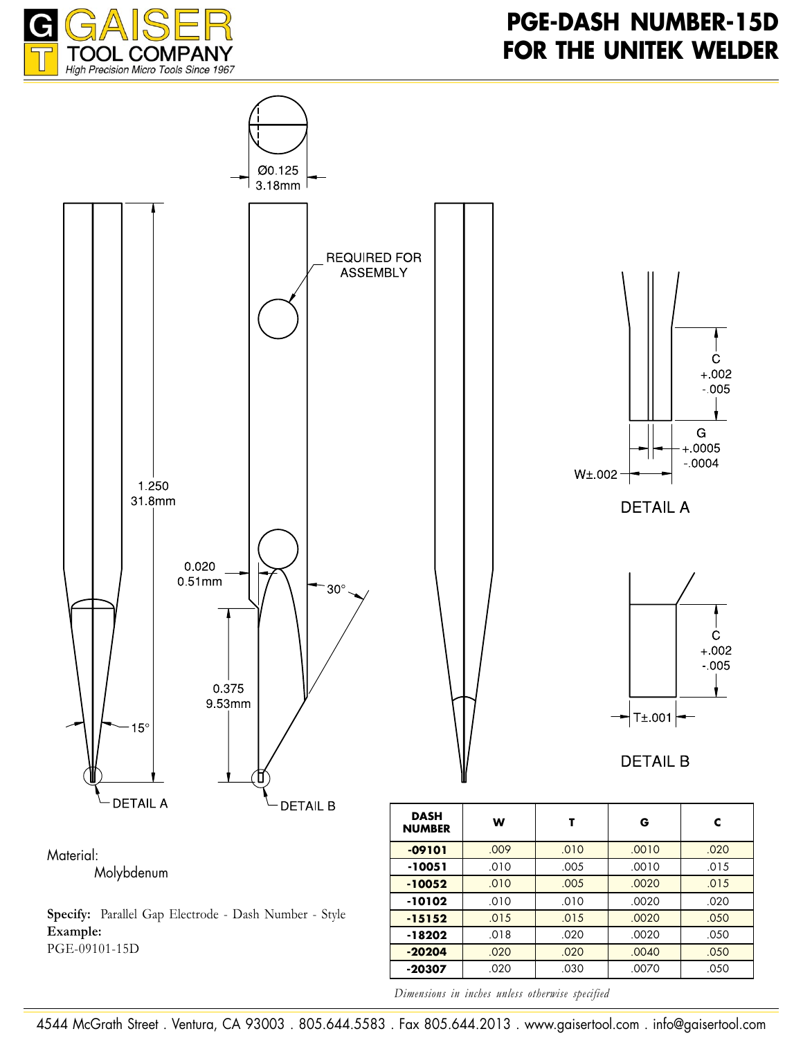# PGE-DASH NUMBER-15D
# FOR THE UNITEK WELDER

Ø0.125
3.18mm

REQUIRED FOR ASSEMBLY

1.250
31.8mm

0.020
0.51mm

30°

0.375
9.53mm

15°

DETAIL A

DETAIL B

C
+.002
-.005

G
+.0005
-.0004

W±.002

DETAIL A

C
+.002
-.005

T±.001

DETAIL B

| DASH NUMBER | W | T | G | C |
|---|---|---|---|---|
| -09101 | .009 | .010 | .0010 | .020 |
| -10051 | .010 | .005 | .0010 | .015 |
| -10052 | .010 | .005 | .0020 | .015 |
| -10102 | .010 | .010 | .0020 | .020 |
| -15152 | .015 | .015 | .0020 | .050 |
| -18202 | .018 | .020 | .0020 | .050 |
| -20204 | .020 | .020 | .0040 | .050 |
| -20307 | .020 | .030 | .0070 | .050 |

*Dimensions in inches unless otherwise specified*

Material:
Molybdenum

**Specify:** Parallel Gap Electrode - Dash Number - Style
**Example:**
PGE-09101-15D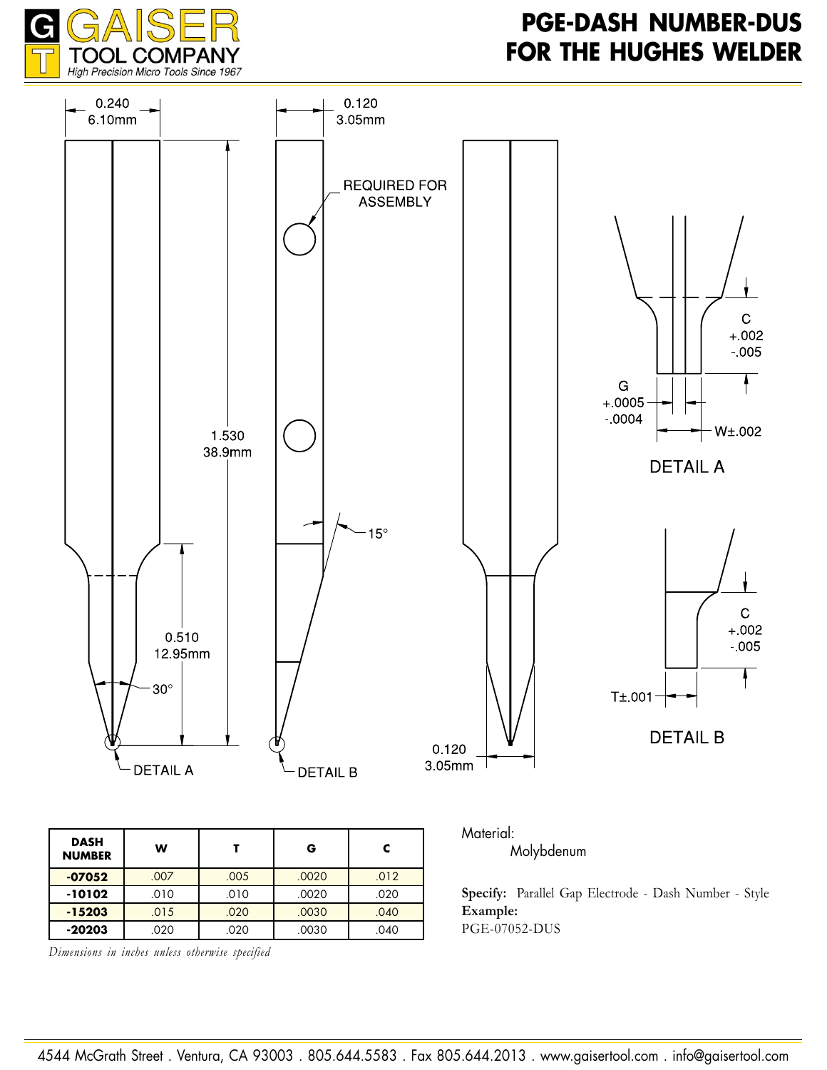# PGE-DASH NUMBER-DUS FOR THE HUGHES WELDER

0.240
6.10mm

0.120
3.05mm

REQUIRED FOR ASSEMBLY

1.530
38.9mm

15°

0.510
12.95mm

30°

DETAIL A

DETAIL B

0.120
3.05mm

C
+.002
-.005

G
+.0005
-.0004

W±.002

DETAIL A

C
+.002
-.005

T±.001

DETAIL B

| DASH NUMBER | W | T | G | C |
|---|---|---|---|---|
| **-07052** | .007 | .005 | .0020 | .012 |
| **-10102** | .010 | .010 | .0020 | .020 |
| **-15203** | .015 | .020 | .0030 | .040 |
| **-20203** | .020 | .020 | .0030 | .040 |

*Dimensions in inches unless otherwise specified*

Material:
Molybdenum

**Specify:** Parallel Gap Electrode - Dash Number - Style
**Example:**
PGE-07052-DUS

4544 McGrath Street . Ventura, CA 93003 . 805.644.5583 . Fax 805.644.2013 . www.gaisertool.com . info@gaisertool.com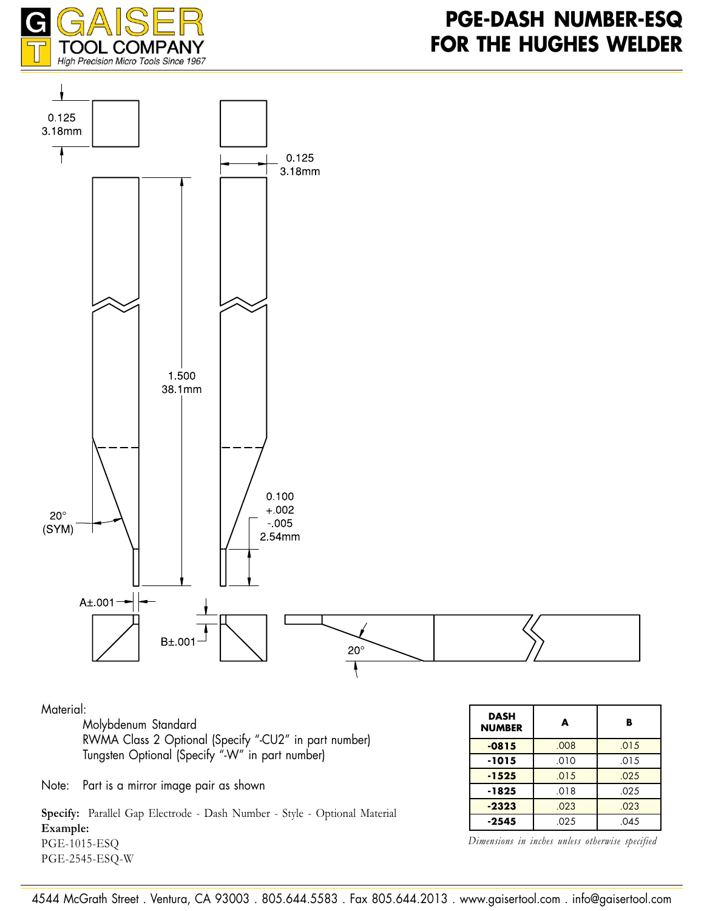# PGE-DASH NUMBER-ESQ FOR THE HUGHES WELDER

0.125
3.18mm

0.125
3.18mm

1.500
38.1mm

20°
(SYM)

0.100
+.002
-.005
2.54mm

A±.001

B±.001

20°

Material:

Molybdenum Standard
RWMA Class 2 Optional (Specify "-CU2" in part number)
Tungsten Optional (Specify "-W" in part number)

Note: Part is a mirror image pair as shown

**Specify:** Parallel Gap Electrode - Dash Number - Style - Optional Material

**Example:**
PGE-1015-ESQ
PGE-2545-ESQ-W

| DASH NUMBER | A | B |
|---|---|---|
| **-0815** | .008 | .015 |
| **-1015** | .010 | .015 |
| **-1525** | .015 | .025 |
| **-1825** | .018 | .025 |
| **-2323** | .023 | .023 |
| **-2545** | .025 | .045 |

*Dimensions in inches unless otherwise specified*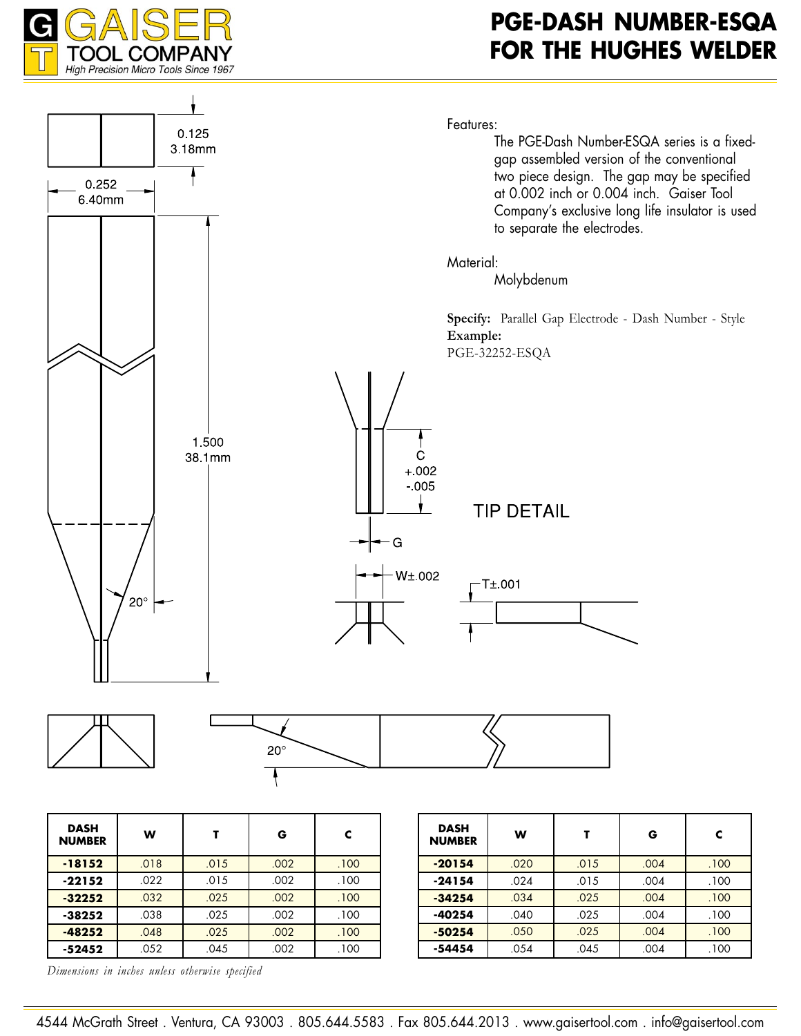# PGE-DASH NUMBER-ESQA FOR THE HUGHES WELDER

Features:

The PGE-Dash Number-ESQA series is a fixed-gap assembled version of the conventional two piece design. The gap may be specified at 0.002 inch or 0.004 inch. Gaiser Tool Company's exclusive long life insulator is used to separate the electrodes.

Material:

Molybdenum

**Specify:** Parallel Gap Electrode - Dash Number - Style

**Example:**

PGE-32252-ESQA

0.125
3.18mm

0.252
6.40mm

1.500
38.1mm

20°

C
+.002
-.005

TIP DETAIL

G

W±.002

T±.001

20°

| DASH NUMBER | W | T | G | C |
|---|---|---|---|---|
| **-18152** | .018 | .015 | .002 | .100 |
| **-22152** | .022 | .015 | .002 | .100 |
| **-32252** | .032 | .025 | .002 | .100 |
| **-38252** | .038 | .025 | .002 | .100 |
| **-48252** | .048 | .025 | .002 | .100 |
| **-52452** | .052 | .045 | .002 | .100 |

| DASH NUMBER | W | T | G | C |
|---|---|---|---|---|
| **-20154** | .020 | .015 | .004 | .100 |
| **-24154** | .024 | .015 | .004 | .100 |
| **-34254** | .034 | .025 | .004 | .100 |
| **-40254** | .040 | .025 | .004 | .100 |
| **-50254** | .050 | .025 | .004 | .100 |
| **-54454** | .054 | .045 | .004 | .100 |

*Dimensions in inches unless otherwise specified*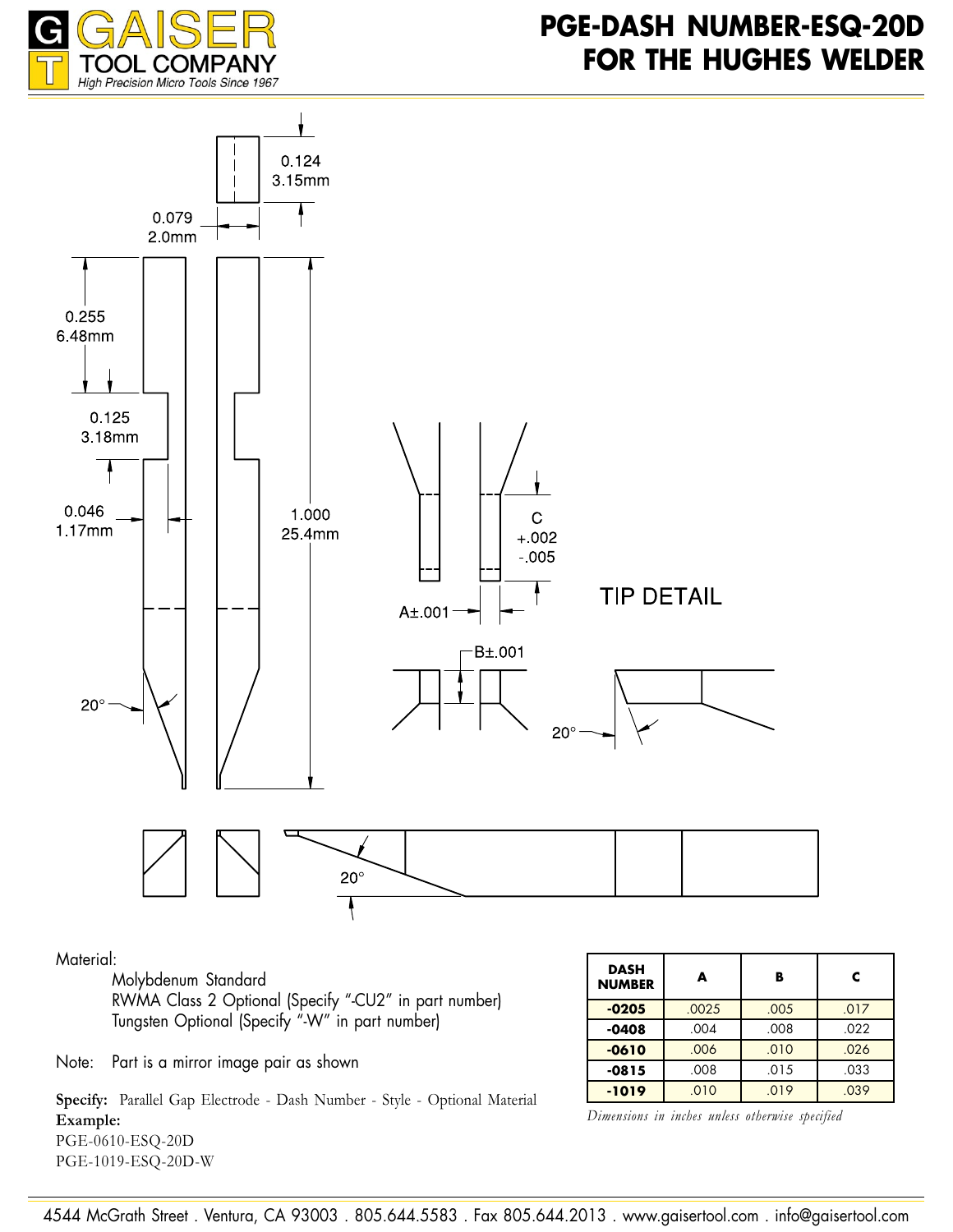# PGE-DASH NUMBER-ESQ-20D FOR THE HUGHES WELDER

GAISER TOOL COMPANY
*High Precision Micro Tools Since 1967*

0.124 3.15mm

0.079 2.0mm

0.255 6.48mm

0.125 3.18mm

0.046 1.17mm

1.000 25.4mm

20°

C +.002 -.005

A±.001

TIP DETAIL

B±.001

20°

20°

Material:

- Molybdenum Standard
- RWMA Class 2 Optional (Specify "-CU2" in part number)
- Tungsten Optional (Specify "-W" in part number)

Note: Part is a mirror image pair as shown

**Specify:** Parallel Gap Electrode - Dash Number - Style - Optional Material

**Example:**

PGE-0610-ESQ-20D

PGE-1019-ESQ-20D-W

| DASH NUMBER | A | B | C |
|---|---|---|---|
| **-0205** | .0025 | .005 | .017 |
| **-0408** | .004 | .008 | .022 |
| **-0610** | .006 | .010 | .026 |
| **-0815** | .008 | .015 | .033 |
| **-1019** | .010 | .019 | .039 |

*Dimensions in inches unless otherwise specified*

4544 McGrath Street . Ventura, CA 93003 . 805.644.5583 . Fax 805.644.2013 . www.gaisertool.com . info@gaisertool.com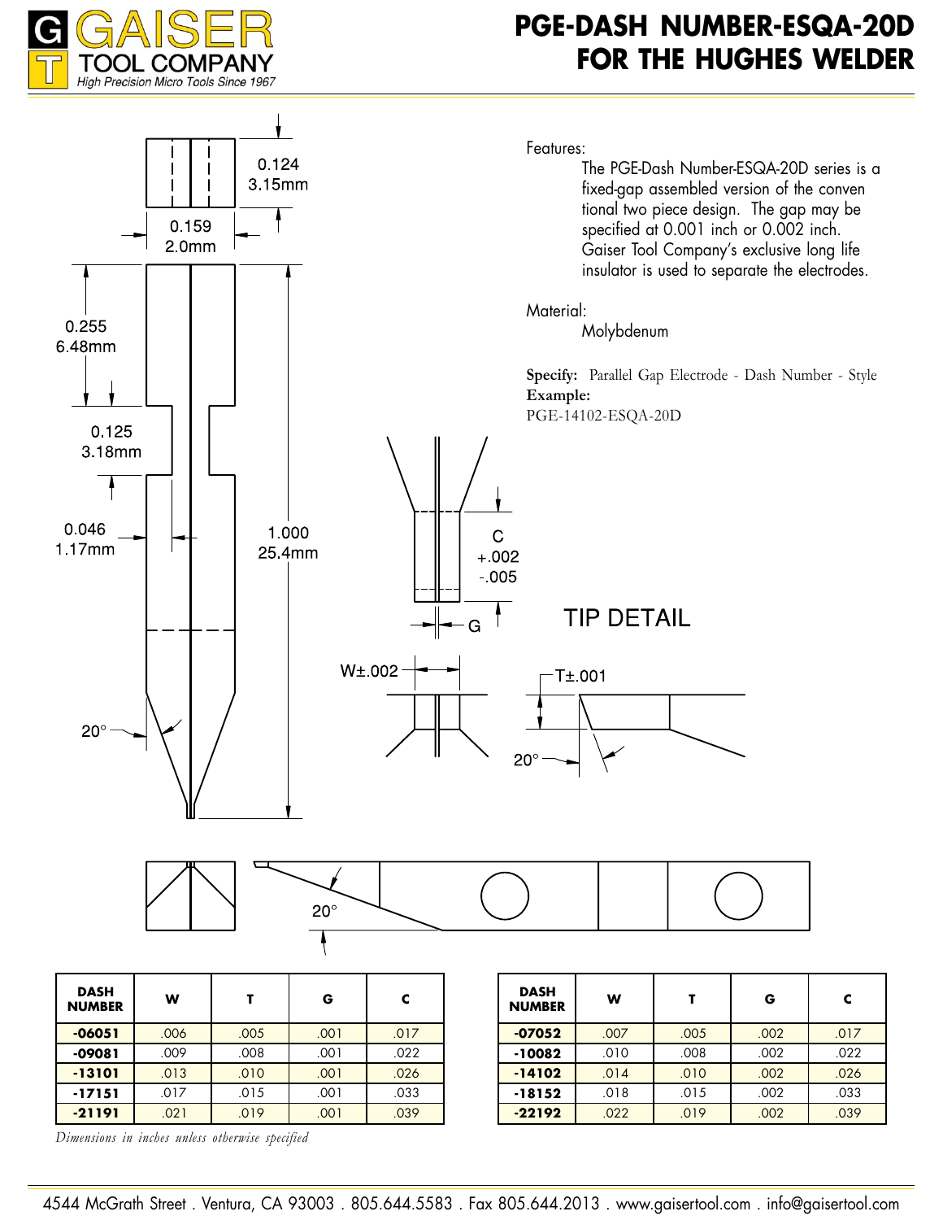# PGE-DASH NUMBER-ESQA-20D FOR THE HUGHES WELDER

0.124
3.15mm

0.159
2.0mm

0.255
6.48mm

0.125
3.18mm

0.046
1.17mm

1.000
25.4mm

20°

C
+.002
-.005

G

TIP DETAIL

W±.002

T±.001

20°

20°

Features:

The PGE-Dash Number-ESQA-20D series is a fixed-gap assembled version of the conven tional two piece design. The gap may be specified at 0.001 inch or 0.002 inch. Gaiser Tool Company's exclusive long life insulator is used to separate the electrodes.

Material:

Molybdenum

**Specify:** Parallel Gap Electrode - Dash Number - Style
**Example:**
PGE-14102-ESQA-20D

| DASH NUMBER | W | T | G | C |
|---|---|---|---|---|
| **-06051** | .006 | .005 | .001 | .017 |
| **-09081** | .009 | .008 | .001 | .022 |
| **-13101** | .013 | .010 | .001 | .026 |
| **-17151** | .017 | .015 | .001 | .033 |
| **-21191** | .021 | .019 | .001 | .039 |

| DASH NUMBER | W | T | G | C |
|---|---|---|---|---|
| **-07052** | .007 | .005 | .002 | .017 |
| **-10082** | .010 | .008 | .002 | .022 |
| **-14102** | .014 | .010 | .002 | .026 |
| **-18152** | .018 | .015 | .002 | .033 |
| **-22192** | .022 | .019 | .002 | .039 |

*Dimensions in inches unless otherwise specified*

4544 McGrath Street . Ventura, CA 93003 . 805.644.5583 . Fax 805.644.2013 . www.gaisertool.com . info@gaisertool.com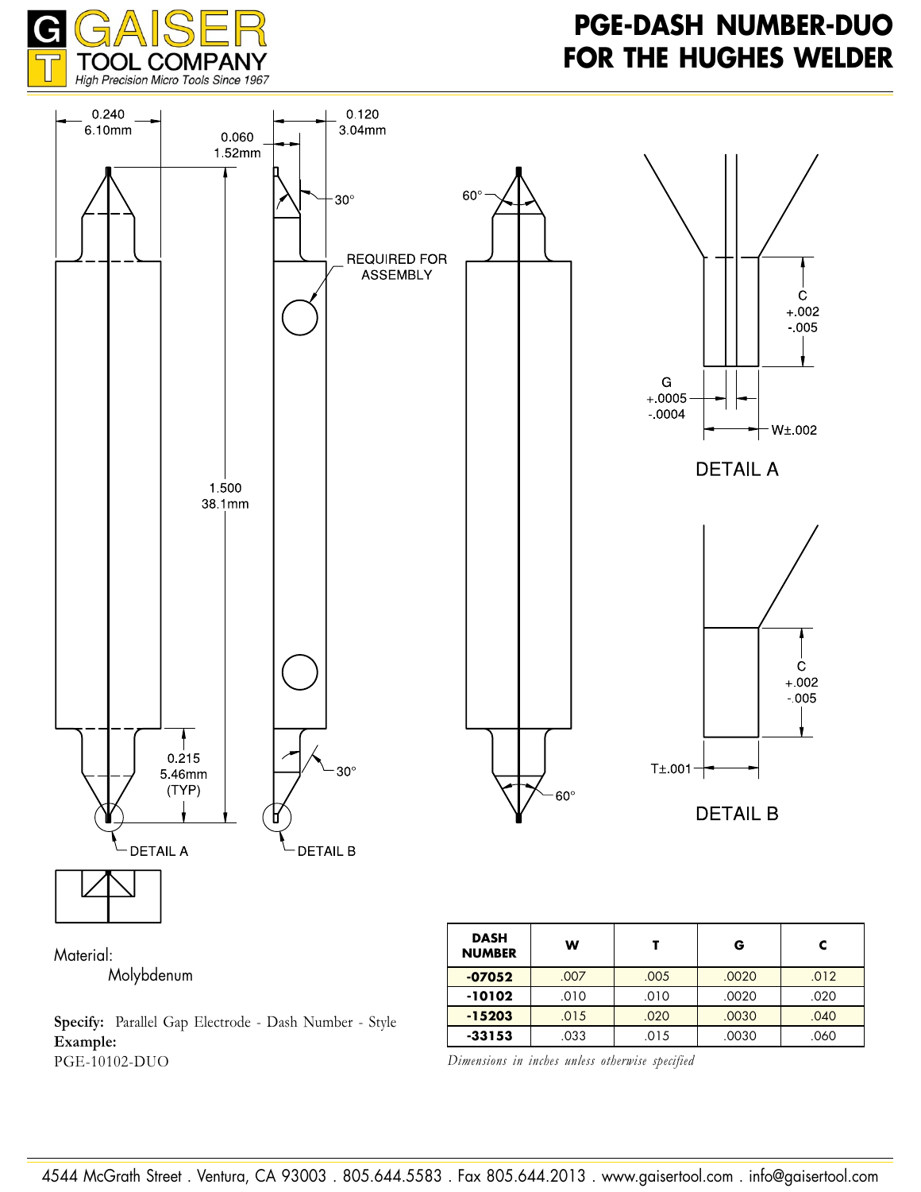# PGE-DASH NUMBER-DUO FOR THE HUGHES WELDER

0.240
6.10mm

0.060
1.52mm

0.120
3.04mm

30°

REQUIRED FOR ASSEMBLY

60°

1.500
38.1mm

0.215
5.46mm
(TYP)

30°

60°

DETAIL A

DETAIL B

C
+.002
-.005

G
+.0005
-.0004

W±.002

DETAIL A

C
+.002
-.005

T±.001

DETAIL B

Material:
Molybdenum

**Specify:** Parallel Gap Electrode - Dash Number - Style
**Example:**
PGE-10102-DUO

| DASH NUMBER | W | T | G | C |
|---|---|---|---|---|
| **-07052** | .007 | .005 | .0020 | .012 |
| **-10102** | .010 | .010 | .0020 | .020 |
| **-15203** | .015 | .020 | .0030 | .040 |
| **-33153** | .033 | .015 | .0030 | .060 |

*Dimensions in inches unless otherwise specified*